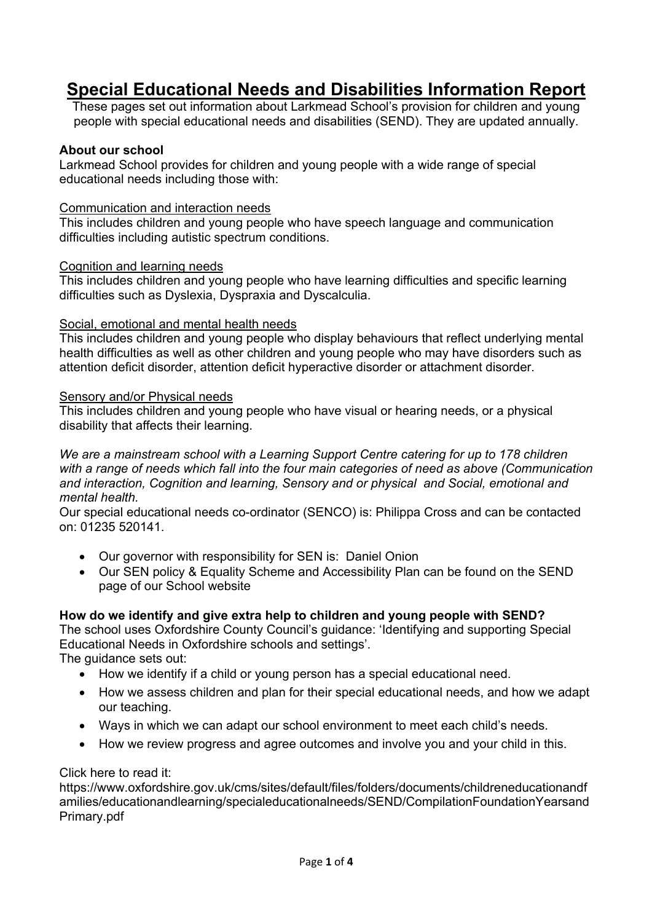# Special Educational Needs and Disabilities Information Report

These pages set out information about Larkmead School's provision for children and young people with special educational needs and disabilities (SEND). They are updated annually.

**About our school**

Larkmead School provides for children and young people with a wide range of special educational needs including those with:

Communication and interaction needs

This includes children and young people who have speech language and communication difficulties including autistic spectrum conditions.

Cognition and learning needs

This includes children and young people who have learning difficulties and specific learning difficulties such as Dyslexia, Dyspraxia and Dyscalculia.

Social, emotional and mental health needs

This includes children and young people who display behaviours that reflect underlying mental health difficulties as well as other children and young people who may have disorders such as attention deficit disorder, attention deficit hyperactive disorder or attachment disorder.

Sensory and/or Physical needs

This includes children and young people who have visual or hearing needs, or a physical disability that affects their learning.

*We are a mainstream school with a Learning Support Centre catering for up to 178 children with a range of needs which fall into the four main categories of need as above (Communication and interaction, Cognition and learning, Sensory and or physical and Social, emotional and mental health.*

Our special educational needs co-ordinator (SENCO) is: Philippa Cross and can be contacted on: 01235 520141.

- Our governor with responsibility for SEN is: Daniel Onion
- Our SEN policy & Equality Scheme and Accessibility Plan can be found on the SEND page of our School website

**How do we identify and give extra help to children and young people with SEND?**

The school uses Oxfordshire County Council's guidance: 'Identifying and supporting Special Educational Needs in Oxfordshire schools and settings'.

The guidance sets out:

- How we identify if a child or young person has a special educational need.
- How we assess children and plan for their special educational needs, and how we adapt our teaching.
- Ways in which we can adapt our school environment to meet each child's needs.
- How we review progress and agree outcomes and involve you and your child in this.

Click here to read it:
https://www.oxfordshire.gov.uk/cms/sites/default/files/folders/documents/childreneducationandfamilies/educationandlearning/specialeducationalneeds/SEND/CompilationFoundationYearsandPrimary.pdf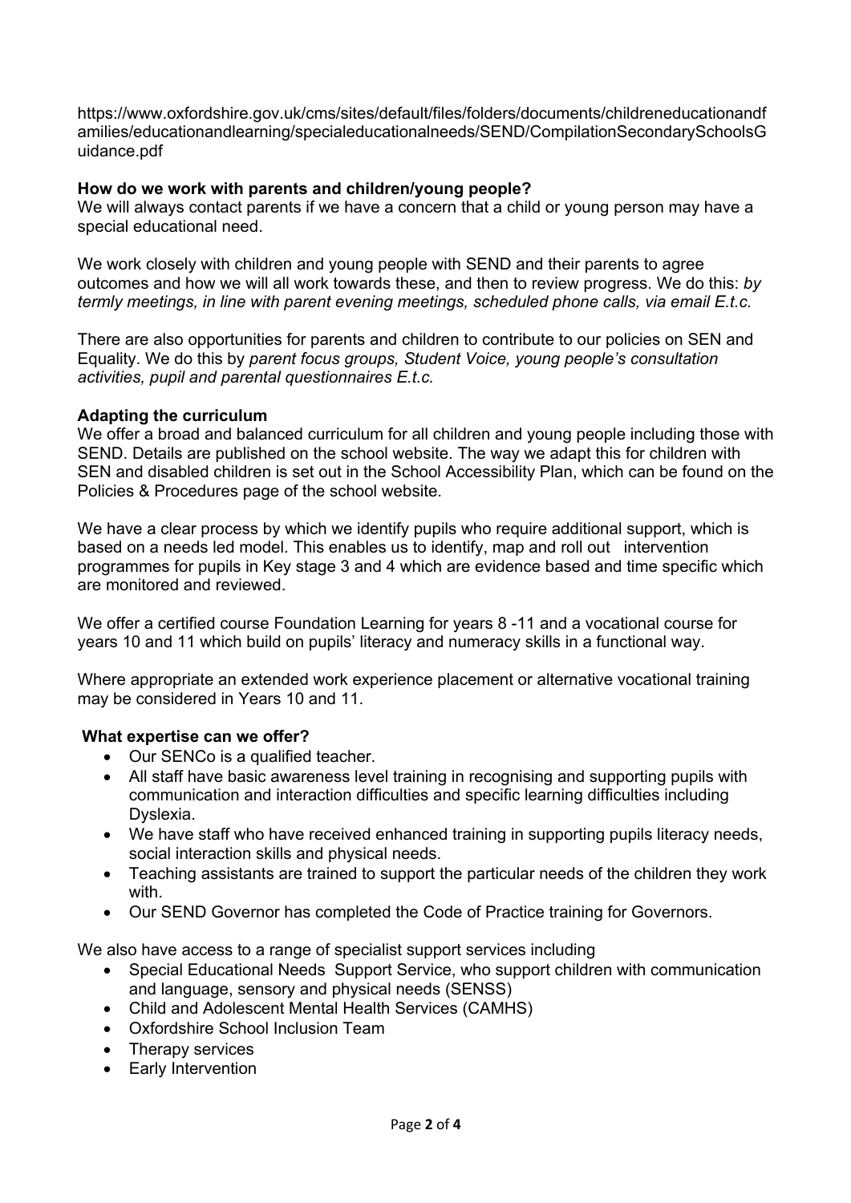https://www.oxfordshire.gov.uk/cms/sites/default/files/folders/documents/childreneducationandfamilies/educationandlearning/specialeducationalneeds/SEND/CompilationSecondarySchoolsGuidance.pdf

**How do we work with parents and children/young people?**

We will always contact parents if we have a concern that a child or young person may have a special educational need.

We work closely with children and young people with SEND and their parents to agree outcomes and how we will all work towards these, and then to review progress. We do this: *by termly meetings, in line with parent evening meetings, scheduled phone calls, via email E.t.c.*

There are also opportunities for parents and children to contribute to our policies on SEN and Equality. We do this by *parent focus groups, Student Voice, young people's consultation activities, pupil and parental questionnaires E.t.c.*

**Adapting the curriculum**

We offer a broad and balanced curriculum for all children and young people including those with SEND. Details are published on the school website. The way we adapt this for children with SEN and disabled children is set out in the School Accessibility Plan, which can be found on the Policies & Procedures page of the school website.

We have a clear process by which we identify pupils who require additional support, which is based on a needs led model. This enables us to identify, map and roll out intervention programmes for pupils in Key stage 3 and 4 which are evidence based and time specific which are monitored and reviewed.

We offer a certified course Foundation Learning for years 8 -11 and a vocational course for years 10 and 11 which build on pupils' literacy and numeracy skills in a functional way.

Where appropriate an extended work experience placement or alternative vocational training may be considered in Years 10 and 11.

**What expertise can we offer?**

- Our SENCo is a qualified teacher.
- All staff have basic awareness level training in recognising and supporting pupils with communication and interaction difficulties and specific learning difficulties including Dyslexia.
- We have staff who have received enhanced training in supporting pupils literacy needs, social interaction skills and physical needs.
- Teaching assistants are trained to support the particular needs of the children they work with.
- Our SEND Governor has completed the Code of Practice training for Governors.

We also have access to a range of specialist support services including

- Special Educational Needs Support Service, who support children with communication and language, sensory and physical needs (SENSS)
- Child and Adolescent Mental Health Services (CAMHS)
- Oxfordshire School Inclusion Team
- Therapy services
- Early Intervention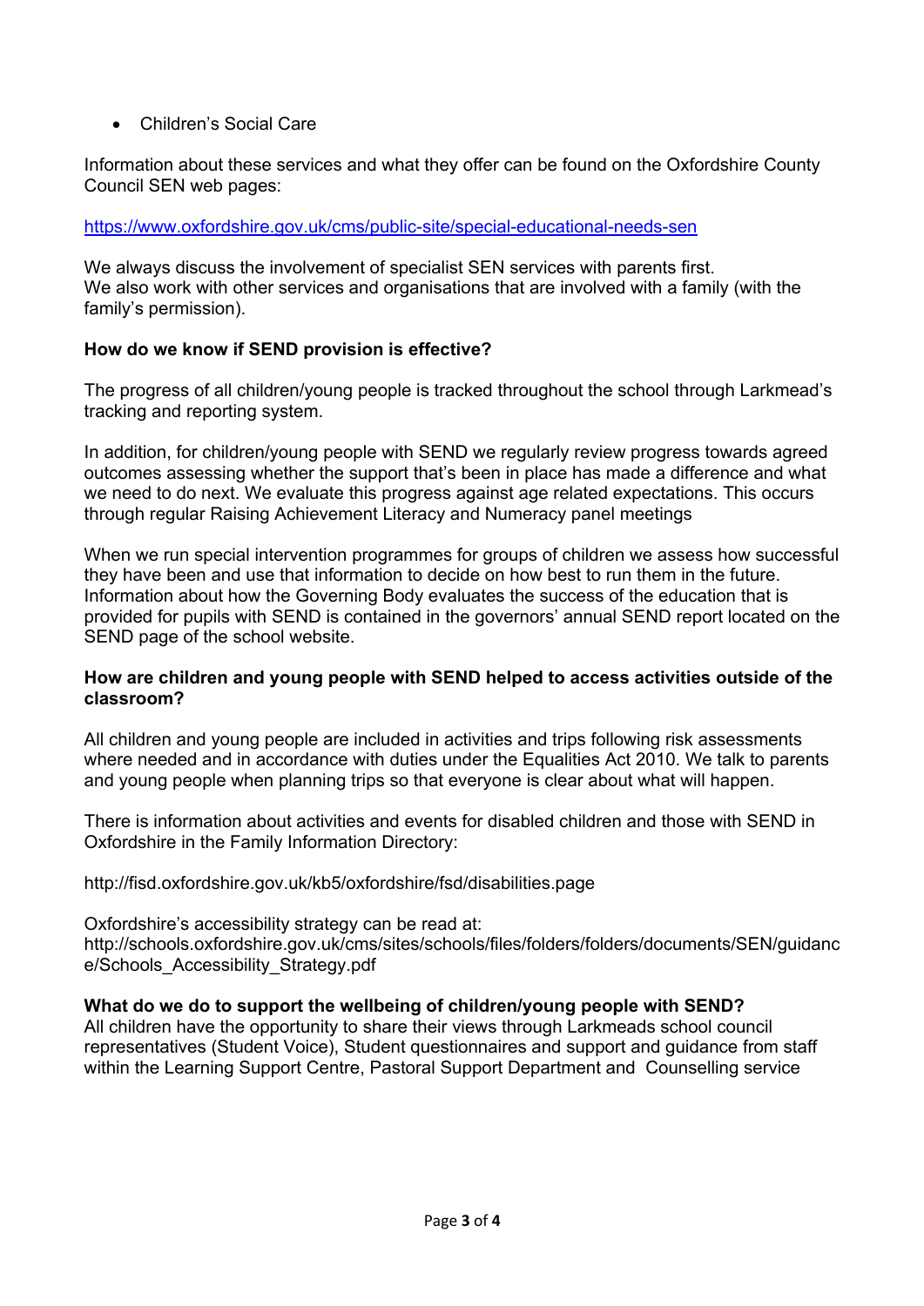- Children's Social Care

Information about these services and what they offer can be found on the Oxfordshire County Council SEN web pages:

https://www.oxfordshire.gov.uk/cms/public-site/special-educational-needs-sen

We always discuss the involvement of specialist SEN services with parents first.
We also work with other services and organisations that are involved with a family (with the family's permission).

**How do we know if SEND provision is effective?**

The progress of all children/young people is tracked throughout the school through Larkmead's tracking and reporting system.

In addition, for children/young people with SEND we regularly review progress towards agreed outcomes assessing whether the support that's been in place has made a difference and what we need to do next. We evaluate this progress against age related expectations. This occurs through regular Raising Achievement Literacy and Numeracy panel meetings

When we run special intervention programmes for groups of children we assess how successful they have been and use that information to decide on how best to run them in the future.
Information about how the Governing Body evaluates the success of the education that is provided for pupils with SEND is contained in the governors' annual SEND report located on the SEND page of the school website.

**How are children and young people with SEND helped to access activities outside of the classroom?**

All children and young people are included in activities and trips following risk assessments where needed and in accordance with duties under the Equalities Act 2010. We talk to parents and young people when planning trips so that everyone is clear about what will happen.

There is information about activities and events for disabled children and those with SEND in Oxfordshire in the Family Information Directory:

http://fisd.oxfordshire.gov.uk/kb5/oxfordshire/fsd/disabilities.page

Oxfordshire's accessibility strategy can be read at:
http://schools.oxfordshire.gov.uk/cms/sites/schools/files/folders/folders/documents/SEN/guidance/Schools_Accessibility_Strategy.pdf

**What do we do to support the wellbeing of children/young people with SEND?**
All children have the opportunity to share their views through Larkmeads school council representatives (Student Voice), Student questionnaires and support and guidance from staff within the Learning Support Centre, Pastoral Support Department and Counselling service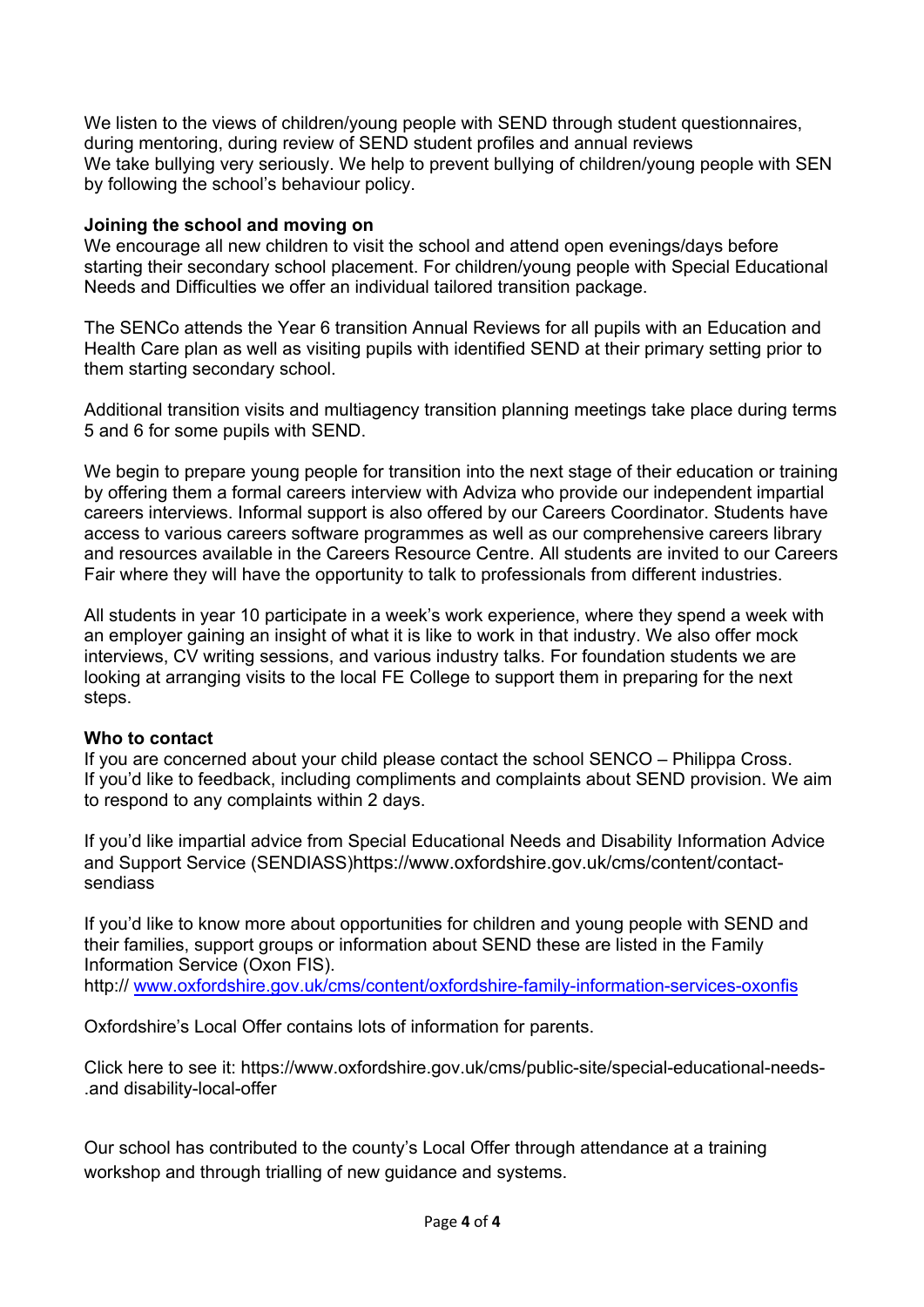We listen to the views of children/young people with SEND through student questionnaires, during mentoring, during review of SEND student profiles and annual reviews
We take bullying very seriously. We help to prevent bullying of children/young people with SEN by following the school's behaviour policy.

**Joining the school and moving on**
We encourage all new children to visit the school and attend open evenings/days before starting their secondary school placement. For children/young people with Special Educational Needs and Difficulties we offer an individual tailored transition package.

The SENCo attends the Year 6 transition Annual Reviews for all pupils with an Education and Health Care plan as well as visiting pupils with identified SEND at their primary setting prior to them starting secondary school.

Additional transition visits and multiagency transition planning meetings take place during terms 5 and 6 for some pupils with SEND.

We begin to prepare young people for transition into the next stage of their education or training by offering them a formal careers interview with Adviza who provide our independent impartial careers interviews. Informal support is also offered by our Careers Coordinator. Students have access to various careers software programmes as well as our comprehensive careers library and resources available in the Careers Resource Centre. All students are invited to our Careers Fair where they will have the opportunity to talk to professionals from different industries.

All students in year 10 participate in a week's work experience, where they spend a week with an employer gaining an insight of what it is like to work in that industry. We also offer mock interviews, CV writing sessions, and various industry talks. For foundation students we are looking at arranging visits to the local FE College to support them in preparing for the next steps.

**Who to contact**
If you are concerned about your child please contact the school SENCO – Philippa Cross.
If you'd like to feedback, including compliments and complaints about SEND provision. We aim to respond to any complaints within 2 days.

If you'd like impartial advice from Special Educational Needs and Disability Information Advice and Support Service (SENDIASS)https://www.oxfordshire.gov.uk/cms/content/contact-sendiass

If you'd like to know more about opportunities for children and young people with SEND and their families, support groups or information about SEND these are listed in the Family Information Service (Oxon FIS).
http:// www.oxfordshire.gov.uk/cms/content/oxfordshire-family-information-services-oxonfis

Oxfordshire's Local Offer contains lots of information for parents.

Click here to see it: https://www.oxfordshire.gov.uk/cms/public-site/special-educational-needs-.and disability-local-offer

Our school has contributed to the county's Local Offer through attendance at a training workshop and through trialling of new guidance and systems.